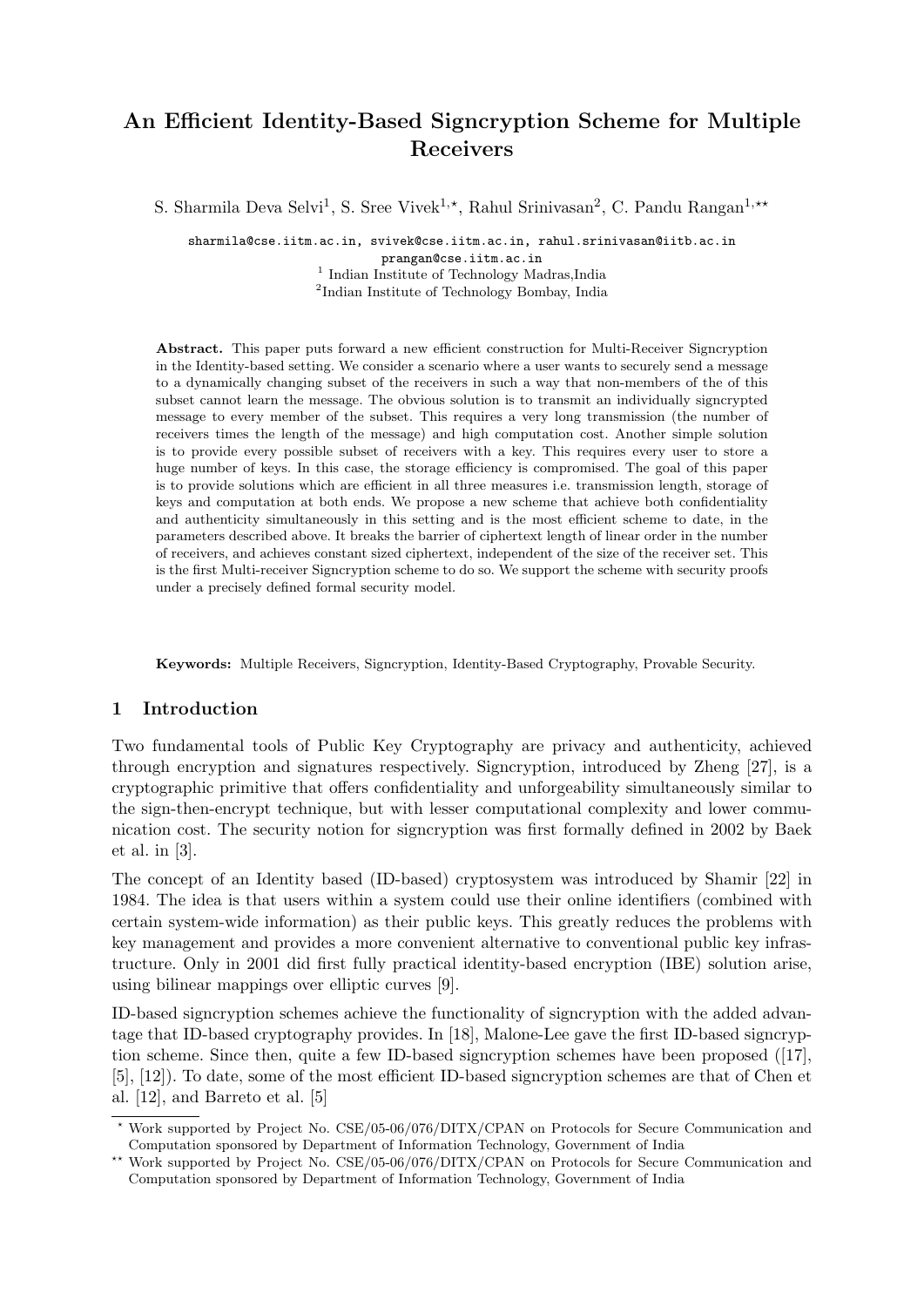# An Efficient Identity-Based Signcryption Scheme for Multiple Receivers

S. Sharmila Deva Selvi[1], S. Sree Vivek[1,⋆], Rahul Srinivasan[2], C. Pandu Rangan[1,⋆⋆]

sharmila@cse.iitm.ac.in, svivek@cse.iitm.ac.in, rahul.srinivasan@iitb.ac.in
prangan@cse.iitm.ac.in

[1] Indian Institute of Technology Madras,India

[2] Indian Institute of Technology Bombay, India

**Abstract.** This paper puts forward a new efficient construction for Multi-Receiver Signcryption in the Identity-based setting. We consider a scenario where a user wants to securely send a message to a dynamically changing subset of the receivers in such a way that non-members of the of this subset cannot learn the message. The obvious solution is to transmit an individually signcrypted message to every member of the subset. This requires a very long transmission (the number of receivers times the length of the message) and high computation cost. Another simple solution is to provide every possible subset of receivers with a key. This requires every user to store a huge number of keys. In this case, the storage efficiency is compromised. The goal of this paper is to provide solutions which are efficient in all three measures i.e. transmission length, storage of keys and computation at both ends. We propose a new scheme that achieve both confidentiality and authenticity simultaneously in this setting and is the most efficient scheme to date, in the parameters described above. It breaks the barrier of ciphertext length of linear order in the number of receivers, and achieves constant sized ciphertext, independent of the size of the receiver set. This is the first Multi-receiver Signcryption scheme to do so. We support the scheme with security proofs under a precisely defined formal security model.

**Keywords:** Multiple Receivers, Signcryption, Identity-Based Cryptography, Provable Security.

## 1 Introduction

Two fundamental tools of Public Key Cryptography are privacy and authenticity, achieved through encryption and signatures respectively. Signcryption, introduced by Zheng [27], is a cryptographic primitive that offers confidentiality and unforgeability simultaneously similar to the sign-then-encrypt technique, but with lesser computational complexity and lower communication cost. The security notion for signcryption was first formally defined in 2002 by Baek et al. in [3].

The concept of an Identity based (ID-based) cryptosystem was introduced by Shamir [22] in 1984. The idea is that users within a system could use their online identifiers (combined with certain system-wide information) as their public keys. This greatly reduces the problems with key management and provides a more convenient alternative to conventional public key infrastructure. Only in 2001 did first fully practical identity-based encryption (IBE) solution arise, using bilinear mappings over elliptic curves [9].

ID-based signcryption schemes achieve the functionality of signcryption with the added advantage that ID-based cryptography provides. In [18], Malone-Lee gave the first ID-based signcryption scheme. Since then, quite a few ID-based signcryption schemes have been proposed ([17], [5], [12]). To date, some of the most efficient ID-based signcryption schemes are that of Chen et al. [12], and Barreto et al. [5]

⋆ Work supported by Project No. CSE/05-06/076/DITX/CPAN on Protocols for Secure Communication and Computation sponsored by Department of Information Technology, Government of India

⋆⋆ Work supported by Project No. CSE/05-06/076/DITX/CPAN on Protocols for Secure Communication and Computation sponsored by Department of Information Technology, Government of India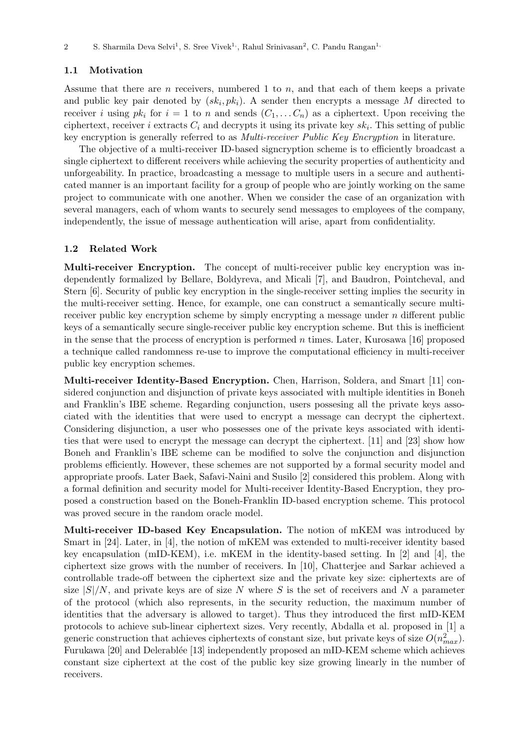### 1.1 Motivation

Assume that there are $n$ receivers, numbered 1 to $n$, and that each of them keeps a private and public key pair denoted by $(sk_i, pk_i)$. A sender then encrypts a message $M$ directed to receiver $i$ using $pk_i$ for $i = 1$ to $n$ and sends $(C_1, \dots C_n)$ as a ciphertext. Upon receiving the ciphertext, receiver $i$ extracts $C_i$ and decrypts it using its private key $sk_i$. This setting of public key encryption is generally referred to as *Multi-receiver Public Key Encryption* in literature.

The objective of a multi-receiver ID-based signcryption scheme is to efficiently broadcast a single ciphertext to different receivers while achieving the security properties of authenticity and unforgeability. In practice, broadcasting a message to multiple users in a secure and authenticated manner is an important facility for a group of people who are jointly working on the same project to communicate with one another. When we consider the case of an organization with several managers, each of whom wants to securely send messages to employees of the company, independently, the issue of message authentication will arise, apart from confidentiality.

### 1.2 Related Work

**Multi-receiver Encryption.** The concept of multi-receiver public key encryption was independently formalized by Bellare, Boldyreva, and Micali [7], and Baudron, Pointcheval, and Stern [6]. Security of public key encryption in the single-receiver setting implies the security in the multi-receiver setting. Hence, for example, one can construct a semantically secure multi-receiver public key encryption scheme by simply encrypting a message under $n$ different public keys of a semantically secure single-receiver public key encryption scheme. But this is inefficient in the sense that the process of encryption is performed $n$ times. Later, Kurosawa [16] proposed a technique called randomness re-use to improve the computational efficiency in multi-receiver public key encryption schemes.

**Multi-receiver Identity-Based Encryption.** Chen, Harrison, Soldera, and Smart [11] considered conjunction and disjunction of private keys associated with multiple identities in Boneh and Franklin's IBE scheme. Regarding conjunction, users possesing all the private keys associated with the identities that were used to encrypt a message can decrypt the ciphertext. Considering disjunction, a user who possesses one of the private keys associated with identities that were used to encrypt the message can decrypt the ciphertext. [11] and [23] show how Boneh and Franklin's IBE scheme can be modified to solve the conjunction and disjunction problems efficiently. However, these schemes are not supported by a formal security model and appropriate proofs. Later Baek, Safavi-Naini and Susilo [2] considered this problem. Along with a formal definition and security model for Multi-receiver Identity-Based Encryption, they proposed a construction based on the Boneh-Franklin ID-based encryption scheme. This protocol was proved secure in the random oracle model.

**Multi-receiver ID-based Key Encapsulation.** The notion of mKEM was introduced by Smart in [24]. Later, in [4], the notion of mKEM was extended to multi-receiver identity based key encapsulation (mID-KEM), i.e. mKEM in the identity-based setting. In [2] and [4], the ciphertext size grows with the number of receivers. In [10], Chatterjee and Sarkar achieved a controllable trade-off between the ciphertext size and the private key size: ciphertexts are of size $|S|/N$, and private keys are of size $N$ where $S$ is the set of receivers and $N$ a parameter of the protocol (which also represents, in the security reduction, the maximum number of identities that the adversary is allowed to target). Thus they introduced the first mID-KEM protocols to achieve sub-linear ciphertext sizes. Very recently, Abdalla et al. proposed in [1] a generic construction that achieves ciphertexts of constant size, but private keys of size $O(n_{max}^2)$. Furukawa [20] and Delerablée [13] independently proposed an mID-KEM scheme which achieves constant size ciphertext at the cost of the public key size growing linearly in the number of receivers.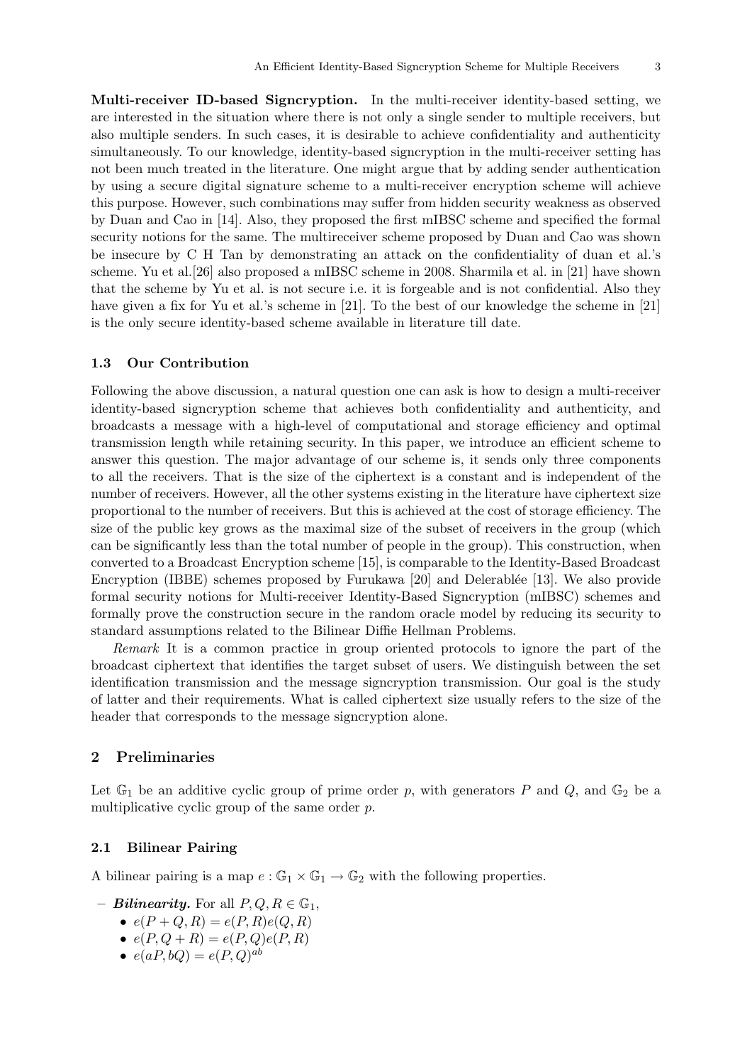**Multi-receiver ID-based Signcryption.** In the multi-receiver identity-based setting, we are interested in the situation where there is not only a single sender to multiple receivers, but also multiple senders. In such cases, it is desirable to achieve confidentiality and authenticity simultaneously. To our knowledge, identity-based signcryption in the multi-receiver setting has not been much treated in the literature. One might argue that by adding sender authentication by using a secure digital signature scheme to a multi-receiver encryption scheme will achieve this purpose. However, such combinations may suffer from hidden security weakness as observed by Duan and Cao in [14]. Also, they proposed the first mIBSC scheme and specified the formal security notions for the same. The multireceiver scheme proposed by Duan and Cao was shown be insecure by C H Tan by demonstrating an attack on the confidentiality of duan et al.'s scheme. Yu et al.[26] also proposed a mIBSC scheme in 2008. Sharmila et al. in [21] have shown that the scheme by Yu et al. is not secure i.e. it is forgeable and is not confidential. Also they have given a fix for Yu et al.'s scheme in [21]. To the best of our knowledge the scheme in [21] is the only secure identity-based scheme available in literature till date.

### 1.3 Our Contribution

Following the above discussion, a natural question one can ask is how to design a multi-receiver identity-based signcryption scheme that achieves both confidentiality and authenticity, and broadcasts a message with a high-level of computational and storage efficiency and optimal transmission length while retaining security. In this paper, we introduce an efficient scheme to answer this question. The major advantage of our scheme is, it sends only three components to all the receivers. That is the size of the ciphertext is a constant and is independent of the number of receivers. However, all the other systems existing in the literature have ciphertext size proportional to the number of receivers. But this is achieved at the cost of storage efficiency. The size of the public key grows as the maximal size of the subset of receivers in the group (which can be significantly less than the total number of people in the group). This construction, when converted to a Broadcast Encryption scheme [15], is comparable to the Identity-Based Broadcast Encryption (IBBE) schemes proposed by Furukawa [20] and Delerablée [13]. We also provide formal security notions for Multi-receiver Identity-Based Signcryption (mIBSC) schemes and formally prove the construction secure in the random oracle model by reducing its security to standard assumptions related to the Bilinear Diffie Hellman Problems.

*Remark* It is a common practice in group oriented protocols to ignore the part of the broadcast ciphertext that identifies the target subset of users. We distinguish between the set identification transmission and the message signcryption transmission. Our goal is the study of latter and their requirements. What is called ciphertext size usually refers to the size of the header that corresponds to the message signcryption alone.

## 2 Preliminaries

Let $\mathbb{G}_1$ be an additive cyclic group of prime order $p$, with generators $P$ and $Q$, and $\mathbb{G}_2$ be a multiplicative cyclic group of the same order $p$.

### 2.1 Bilinear Pairing

A bilinear pairing is a map $e : \mathbb{G}_1 \times \mathbb{G}_1 \rightarrow \mathbb{G}_2$ with the following properties.

- ***Bilinearity.*** For all $P, Q, R \in \mathbb{G}_1$,
  - $e(P + Q, R) = e(P, R)e(Q, R)$
  - $e(P, Q + R) = e(P, Q)e(P, R)$
  - $e(aP, bQ) = e(P, Q)^{ab}$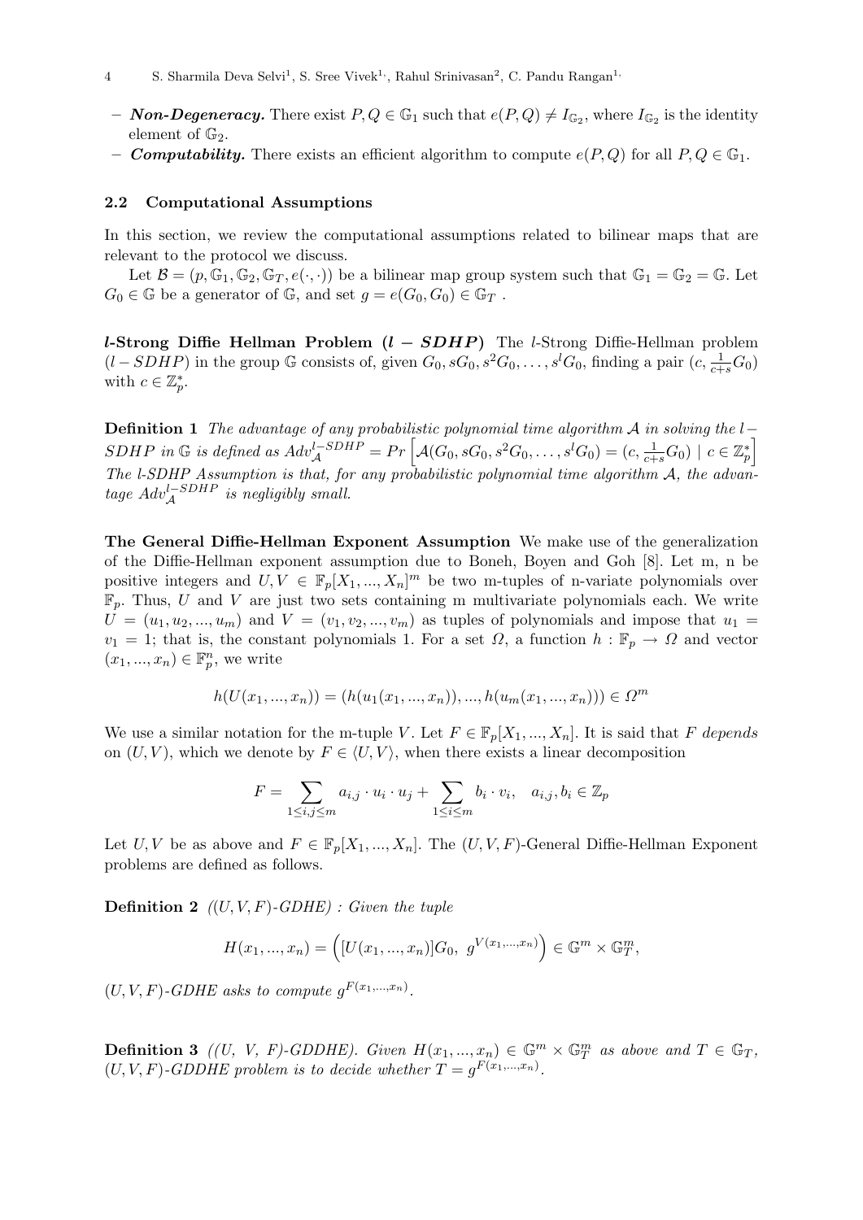- ***Non-Degeneracy.*** There exist $P, Q \in \mathbb{G}_1$ such that $e(P, Q) \neq I_{\mathbb{G}_2}$, where $I_{\mathbb{G}_2}$ is the identity element of $\mathbb{G}_2$.
- ***Computability.*** There exists an efficient algorithm to compute $e(P, Q)$ for all $P, Q \in \mathbb{G}_1$.

### 2.2 Computational Assumptions

In this section, we review the computational assumptions related to bilinear maps that are relevant to the protocol we discuss.

Let $\mathcal{B} = (p, \mathbb{G}_1, \mathbb{G}_2, \mathbb{G}_T, e(\cdot,\cdot))$ be a bilinear map group system such that $\mathbb{G}_1 = \mathbb{G}_2 = \mathbb{G}$. Let $G_0 \in \mathbb{G}$ be a generator of $\mathbb{G}$, and set $g = e(G_0, G_0) \in \mathbb{G}_T$ .

**$l$-Strong Diffie Hellman Problem ($l-SDHP$)** The $l$-Strong Diffie-Hellman problem ($l-SDHP$) in the group $\mathbb{G}$ consists of, given $G_0, sG_0, s^2G_0, \ldots, s^lG_0$, finding a pair $(c, \frac{1}{c+s}G_0)$ with $c \in \mathbb{Z}_p^*$.

**Definition 1** *The advantage of any probabilistic polynomial time algorithm $\mathcal{A}$ in solving the $l-SDHP$ in $\mathbb{G}$ is defined as $Adv_{\mathcal{A}}^{l-SDHP} = Pr\left[\mathcal{A}(G_0, sG_0, s^2G_0, \ldots, s^lG_0) = (c, \frac{1}{c+s}G_0) \mid c \in \mathbb{Z}_p^*\right]$ The l-SDHP Assumption is that, for any probabilistic polynomial time algorithm $\mathcal{A}$, the advantage $Adv_{\mathcal{A}}^{l-SDHP}$ is negligibly small.*

**The General Diffie-Hellman Exponent Assumption** We make use of the generalization of the Diffie-Hellman exponent assumption due to Boneh, Boyen and Goh [8]. Let m, n be positive integers and $U, V \in \mathbb{F}_p[X_1, ..., X_n]^m$ be two m-tuples of n-variate polynomials over $\mathbb{F}_p$. Thus, $U$ and $V$ are just two sets containing m multivariate polynomials each. We write $U = (u_1, u_2, ..., u_m)$ and $V = (v_1, v_2, ..., v_m)$ as tuples of polynomials and impose that $u_1 = v_1 = 1$; that is, the constant polynomials 1. For a set $\Omega$, a function $h : \mathbb{F}_p \to \Omega$ and vector $(x_1, ..., x_n) \in \mathbb{F}_p^n$, we write

$$h(U(x_1, ..., x_n)) = (h(u_1(x_1, ..., x_n)), ..., h(u_m(x_1, ..., x_n))) \in \Omega^m$$

We use a similar notation for the m-tuple $V$. Let $F \in \mathbb{F}_p[X_1, ..., X_n]$. It is said that $F$ *depends* on $(U, V)$, which we denote by $F \in \langle U, V \rangle$, when there exists a linear decomposition

$$F = \sum_{1 \leq i,j \leq m} a_{i,j} \cdot u_i \cdot u_j + \sum_{1 \leq i \leq m} b_i \cdot v_i, \quad a_{i,j}, b_i \in \mathbb{Z}_p$$

Let $U, V$ be as above and $F \in \mathbb{F}_p[X_1, ..., X_n]$. The $(U, V, F)$-General Diffie-Hellman Exponent problems are defined as follows.

**Definition 2** *$((U, V, F)$-GDHE) : Given the tuple*

$$H(x_1, ..., x_n) = \left([U(x_1, ..., x_n)]G_0,\ g^{V(x_1, ..., x_n)}\right) \in \mathbb{G}^m \times \mathbb{G}_T^m,$$

*$(U, V, F)$-GDHE asks to compute $g^{F(x_1, ..., x_n)}$.*

**Definition 3** *$((U,\ V,\ F)$-GDDHE). Given $H(x_1, ..., x_n) \in \mathbb{G}^m \times \mathbb{G}_T^m$ as above and $T \in \mathbb{G}_T$, $(U, V, F)$-GDDHE problem is to decide whether $T = g^{F(x_1, ..., x_n)}$.*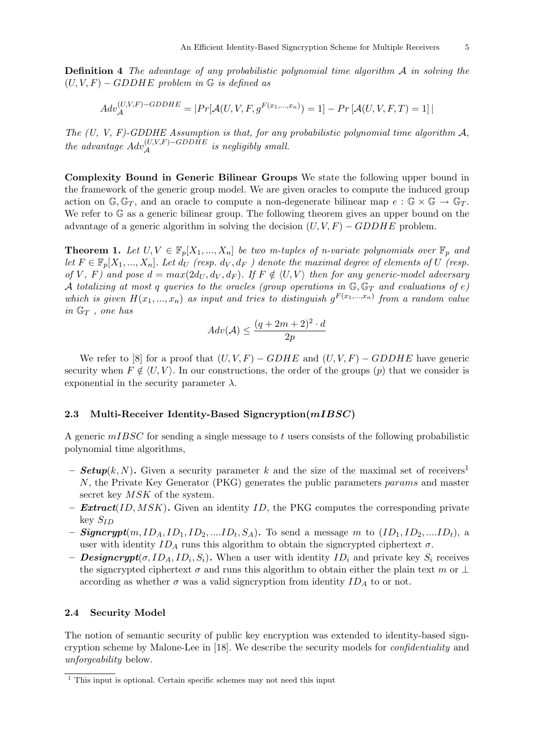**Definition 4** *The advantage of any probabilistic polynomial time algorithm $\mathcal{A}$ in solving the $(U, V, F) - GDDHE$ problem in $\mathbb{G}$ is defined as*

$$Adv_{\mathcal{A}}^{(U,V,F)-GDDHE} = |Pr[\mathcal{A}(U, V, F, g^{F(x_1,...,x_n)}) = 1] - Pr\,[\mathcal{A}(U, V, F, T) = 1]\,|$$

*The (U, V, F)-GDDHE Assumption is that, for any probabilistic polynomial time algorithm $\mathcal{A}$, the advantage $Adv_{\mathcal{A}}^{(U,V,F)-GDDHE}$ is negligibly small.*

**Complexity Bound in Generic Bilinear Groups** We state the following upper bound in the framework of the generic group model. We are given oracles to compute the induced group action on $\mathbb{G}, \mathbb{G}_T$, and an oracle to compute a non-degenerate bilinear map $e : \mathbb{G} \times \mathbb{G} \rightarrow \mathbb{G}_T$. We refer to $\mathbb{G}$ as a generic bilinear group. The following theorem gives an upper bound on the advantage of a generic algorithm in solving the decision $(U, V, F) - GDDHE$ problem.

**Theorem 1.** *Let $U, V \in \mathbb{F}_p[X_1, ..., X_n]$ be two $m$-tuples of $n$-variate polynomials over $\mathbb{F}_p$ and let $F \in \mathbb{F}_p[X_1, ..., X_n]$. Let $d_U$ (resp. $d_V, d_F$ ) denote the maximal degree of elements of $U$ (resp. of $V$, $F$) and pose $d = max(2d_U, d_V, d_F)$. If $F \notin \langle U, V\rangle$ then for any generic-model adversary $\mathcal{A}$ totalizing at most $q$ queries to the oracles (group operations in $\mathbb{G}, \mathbb{G}_T$ and evaluations of $e$) which is given $H(x_1, ..., x_n)$ as input and tries to distinguish $g^{F(x_1,...,x_n)}$ from a random value in $\mathbb{G}_T$ , one has*

$$Adv(\mathcal{A}) \leq \frac{(q + 2m + 2)^2 \cdot d}{2p}$$

We refer to [8] for a proof that $(U, V, F) - GDHE$ and $(U, V, F) - GDDHE$ have generic security when $F \notin \langle U, V\rangle$. In our constructions, the order of the groups ($p$) that we consider is exponential in the security parameter $\lambda$.

### 2.3 Multi-Receiver Identity-Based Signcryption($mIBSC$)

A generic $mIBSC$ for sending a single message to $t$ users consists of the following probabilistic polynomial time algorithms,

- ***Setup***$(k, N)$**.** Given a security parameter $k$ and the size of the maximal set of receivers[1] $N$, the Private Key Generator (PKG) generates the public parameters *params* and master secret key $MSK$ of the system.
- ***Extract***$(ID, MSK)$**.** Given an identity $ID$, the PKG computes the corresponding private key $S_{ID}$
- ***Signcrypt***$(m, ID_A, ID_1, ID_2, ....ID_t, S_A)$**.** To send a message $m$ to $(ID_1, ID_2, ....ID_t)$, a user with identity $ID_A$ runs this algorithm to obtain the signcrypted ciphertext $\sigma$.
- ***Designcrypt***$(\sigma, ID_A, ID_i, S_i)$**.** When a user with identity $ID_i$ and private key $S_i$ receives the signcrypted ciphertext $\sigma$ and runs this algorithm to obtain either the plain text $m$ or $\perp$ according as whether $\sigma$ was a valid signcryption from identity $ID_A$ to or not.

### 2.4 Security Model

The notion of semantic security of public key encryption was extended to identity-based signcryption scheme by Malone-Lee in [18]. We describe the security models for *confidentiality* and *unforgeability* below.

[1] This input is optional. Certain specific schemes may not need this input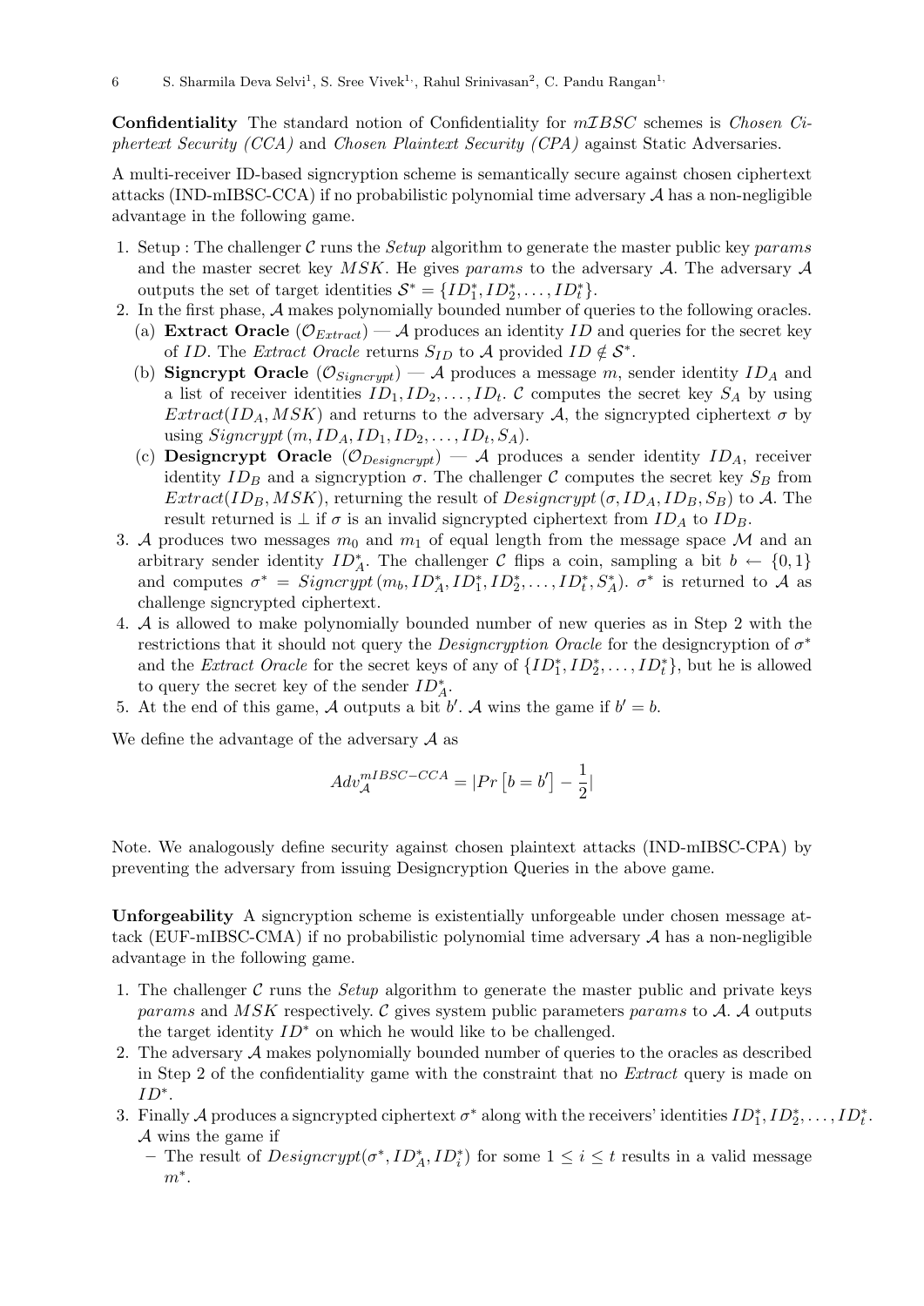**Confidentiality** The standard notion of Confidentiality for $m\mathcal{IBSC}$ schemes is *Chosen Ciphertext Security (CCA)* and *Chosen Plaintext Security (CPA)* against Static Adversaries.

A multi-receiver ID-based signcryption scheme is semantically secure against chosen ciphertext attacks (IND-mIBSC-CCA) if no probabilistic polynomial time adversary $\mathcal{A}$ has a non-negligible advantage in the following game.

1. Setup : The challenger $\mathcal{C}$ runs the *Setup* algorithm to generate the master public key *params* and the master secret key $MSK$. He gives *params* to the adversary $\mathcal{A}$. The adversary $\mathcal{A}$ outputs the set of target identities $\mathcal{S}^* = \{ID_1^*, ID_2^*, \ldots, ID_t^*\}$.
2. In the first phase, $\mathcal{A}$ makes polynomially bounded number of queries to the following oracles.
   (a) **Extract Oracle** ($\mathcal{O}_{Extract}$) — $\mathcal{A}$ produces an identity $ID$ and queries for the secret key of $ID$. The *Extract Oracle* returns $S_{ID}$ to $\mathcal{A}$ provided $ID \notin \mathcal{S}^*$.
   (b) **Signcrypt Oracle** ($\mathcal{O}_{Signcrypt}$) — $\mathcal{A}$ produces a message $m$, sender identity $ID_A$ and a list of receiver identities $ID_1, ID_2, \ldots, ID_t$. $\mathcal{C}$ computes the secret key $S_A$ by using $Extract(ID_A, MSK)$ and returns to the adversary $\mathcal{A}$, the signcrypted ciphertext $\sigma$ by using $Signcrypt\,(m, ID_A, ID_1, ID_2, \ldots, ID_t, S_A)$.
   (c) **Designcrypt Oracle** ($\mathcal{O}_{Designcrypt}$) — $\mathcal{A}$ produces a sender identity $ID_A$, receiver identity $ID_B$ and a signcryption $\sigma$. The challenger $\mathcal{C}$ computes the secret key $S_B$ from $Extract(ID_B, MSK)$, returning the result of $Designcrypt\,(\sigma, ID_A, ID_B, S_B)$ to $\mathcal{A}$. The result returned is $\perp$ if $\sigma$ is an invalid signcrypted ciphertext from $ID_A$ to $ID_B$.
3. $\mathcal{A}$ produces two messages $m_0$ and $m_1$ of equal length from the message space $\mathcal{M}$ and an arbitrary sender identity $ID_A^*$. The challenger $\mathcal{C}$ flips a coin, sampling a bit $b \leftarrow \{0,1\}$ and computes $\sigma^* = Signcrypt\,(m_b, ID_A^*, ID_1^*, ID_2^*, \ldots, ID_t^*, S_A^*)$. $\sigma^*$ is returned to $\mathcal{A}$ as challenge signcrypted ciphertext.
4. $\mathcal{A}$ is allowed to make polynomially bounded number of new queries as in Step 2 with the restrictions that it should not query the *Designcryption Oracle* for the designcryption of $\sigma^*$ and the *Extract Oracle* for the secret keys of any of $\{ID_1^*, ID_2^*, \ldots, ID_t^*\}$, but he is allowed to query the secret key of the sender $ID_A^*$.
5. At the end of this game, $\mathcal{A}$ outputs a bit $b'$. $\mathcal{A}$ wins the game if $b' = b$.

We define the advantage of the adversary $\mathcal{A}$ as

$$Adv_{\mathcal{A}}^{mIBSC-CCA} = |Pr\left[b = b'\right] - \frac{1}{2}|$$

Note. We analogously define security against chosen plaintext attacks (IND-mIBSC-CPA) by preventing the adversary from issuing Designcryption Queries in the above game.

**Unforgeability** A signcryption scheme is existentially unforgeable under chosen message attack (EUF-mIBSC-CMA) if no probabilistic polynomial time adversary $\mathcal{A}$ has a non-negligible advantage in the following game.

1. The challenger $\mathcal{C}$ runs the *Setup* algorithm to generate the master public and private keys *params* and $MSK$ respectively. $\mathcal{C}$ gives system public parameters *params* to $\mathcal{A}$. $\mathcal{A}$ outputs the target identity $ID^*$ on which he would like to be challenged.
2. The adversary $\mathcal{A}$ makes polynomially bounded number of queries to the oracles as described in Step 2 of the confidentiality game with the constraint that no *Extract* query is made on $ID^*$.
3. Finally $\mathcal{A}$ produces a signcrypted ciphertext $\sigma^*$ along with the receivers' identities $ID_1^*, ID_2^*, \ldots, ID_t^*$. $\mathcal{A}$ wins the game if
   – The result of $Designcrypt(\sigma^*, ID_A^*, ID_i^*)$ for some $1 \leq i \leq t$ results in a valid message $m^*$.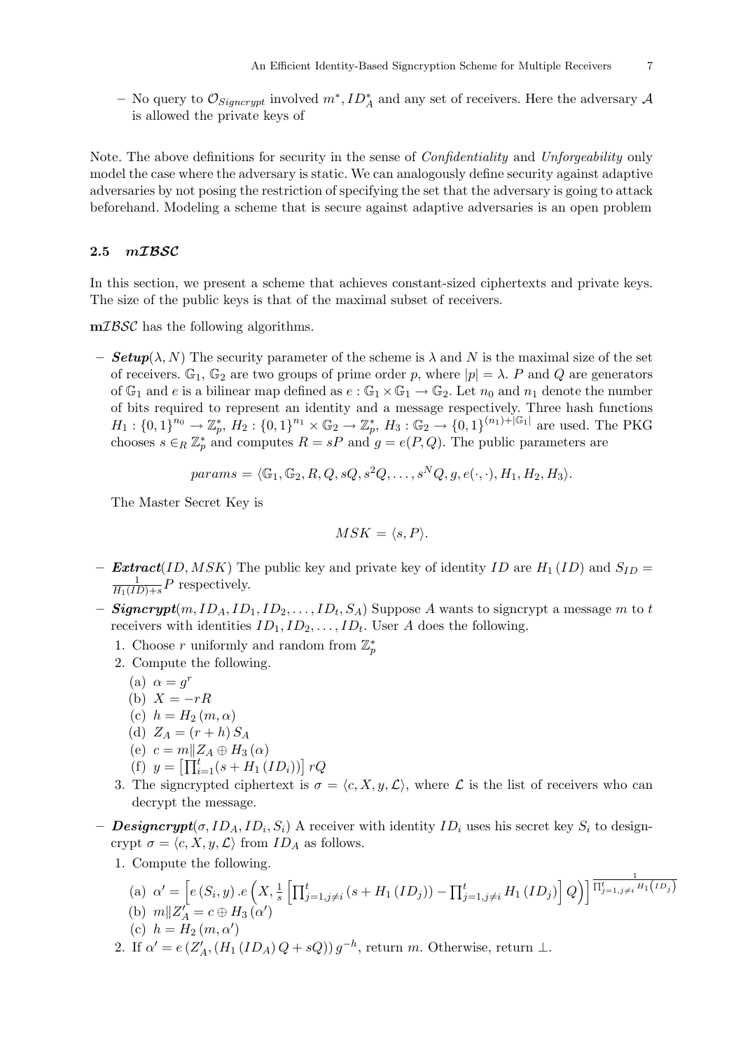– No query to $\mathcal{O}_{Signcrypt}$ involved $m^*, ID_A^*$ and any set of receivers. Here the adversary $\mathcal{A}$ is allowed the private keys of

Note. The above definitions for security in the sense of *Confidentiality* and *Unforgeability* only model the case where the adversary is static. We can analogously define security against adaptive adversaries by not posing the restriction of specifying the set that the adversary is going to attack beforehand. Modeling a scheme that is secure against adaptive adversaries is an open problem

### 2.5 $m\mathcal{IBSC}$

In this section, we present a scheme that achieves constant-sized ciphertexts and private keys. The size of the public keys is that of the maximal subset of receivers.

**m$\mathcal{IBSC}$** has the following algorithms.

– ***Setup***$(\lambda, N)$ The security parameter of the scheme is $\lambda$ and $N$ is the maximal size of the set of receivers. $\mathbb{G}_1$, $\mathbb{G}_2$ are two groups of prime order $p$, where $|p| = \lambda$. $P$ and $Q$ are generators of $\mathbb{G}_1$ and $e$ is a bilinear map defined as $e : \mathbb{G}_1 \times \mathbb{G}_1 \rightarrow \mathbb{G}_2$. Let $n_0$ and $n_1$ denote the number of bits required to represent an identity and a message respectively. Three hash functions $H_1 : \{0,1\}^{n_0} \rightarrow \mathbb{Z}_p^*$, $H_2 : \{0,1\}^{n_1} \times \mathbb{G}_2 \rightarrow \mathbb{Z}_p^*$, $H_3 : \mathbb{G}_2 \rightarrow \{0,1\}^{(n_1)+|\mathbb{G}_1|}$ are used. The PKG chooses $s \in_R \mathbb{Z}_p^*$ and computes $R = sP$ and $g = e(P, Q)$. The public parameters are

$$params = \langle \mathbb{G}_1, \mathbb{G}_2, R, Q, sQ, s^2Q, \ldots, s^N Q, g, e(\cdot,\cdot), H_1, H_2, H_3 \rangle.$$

The Master Secret Key is

$$MSK = \langle s, P \rangle.$$

– ***Extract***$(ID, MSK)$ The public key and private key of identity $ID$ are $H_1(ID)$ and $S_{ID} = \frac{1}{H_1(ID)+s} P$ respectively.

– ***Signcrypt***$(m, ID_A, ID_1, ID_2, \ldots, ID_t, S_A)$ Suppose $A$ wants to signcrypt a message $m$ to $t$ receivers with identities $ID_1, ID_2, \ldots, ID_t$. User $A$ does the following.
  1. Choose $r$ uniformly and random from $\mathbb{Z}_p^*$
  2. Compute the following.
     (a) $\alpha = g^r$
     (b) $X = -rR$
     (c) $h = H_2(m, \alpha)$
     (d) $Z_A = (r + h) S_A$
     (e) $c = m \| Z_A \oplus H_3(\alpha)$
     (f) $y = \left[\prod_{i=1}^{t} (s + H_1(ID_i))\right] rQ$
  3. The signcrypted ciphertext is $\sigma = \langle c, X, y, \mathcal{L} \rangle$, where $\mathcal{L}$ is the list of receivers who can decrypt the message.

– ***Designcrypt***$(\sigma, ID_A, ID_i, S_i)$ A receiver with identity $ID_i$ uses his secret key $S_i$ to designcrypt $\sigma = \langle c, X, y, \mathcal{L} \rangle$ from $ID_A$ as follows.
  1. Compute the following.
     (a) $\alpha' = \left[ e(S_i, y) . e\left( X, \frac{1}{s} \left[ \prod_{j=1, j\neq i}^{t} (s + H_1(ID_j)) - \prod_{j=1, j\neq i}^{t} H_1(ID_j) \right] Q \right) \right]^{\frac{1}{\prod_{j=1, j\neq i}^{t} H_1(ID_j)}}$
     (b) $m \| Z_A' = c \oplus H_3(\alpha')$
     (c) $h = H_2(m, \alpha')$
  2. If $\alpha' = e(Z_A', (H_1(ID_A) Q + sQ)) g^{-h}$, return $m$. Otherwise, return $\perp$.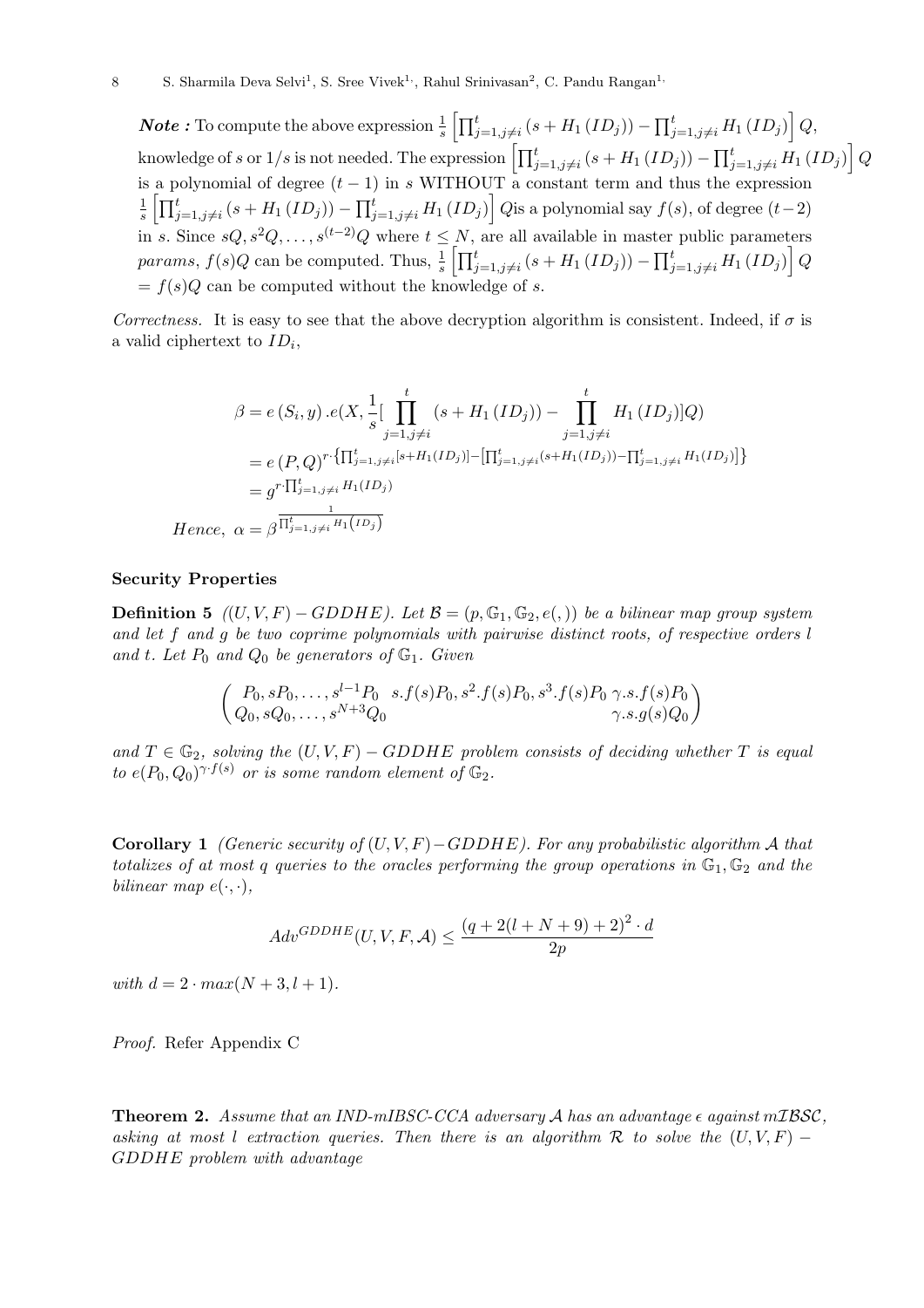***Note :*** To compute the above expression $\frac{1}{s}\left[\prod_{j=1,j\neq i}^{t}\left(s+H_1\left(ID_j\right)\right)-\prod_{j=1,j\neq i}^{t}H_1\left(ID_j\right)\right]Q$, knowledge of $s$ or $1/s$ is not needed. The expression $\left[\prod_{j=1,j\neq i}^{t}\left(s+H_1\left(ID_j\right)\right)-\prod_{j=1,j\neq i}^{t}H_1\left(ID_j\right)\right]Q$ is a polynomial of degree $(t-1)$ in $s$ WITHOUT a constant term and thus the expression $\frac{1}{s}\left[\prod_{j=1,j\neq i}^{t}\left(s+H_1\left(ID_j\right)\right)-\prod_{j=1,j\neq i}^{t}H_1\left(ID_j\right)\right]Q$is a polynomial say $f(s)$, of degree $(t-2)$ in $s$. Since $sQ, s^2Q, \ldots, s^{(t-2)}Q$ where $t \leq N$, are all available in master public parameters $params$, $f(s)Q$ can be computed. Thus, $\frac{1}{s}\left[\prod_{j=1,j\neq i}^{t}\left(s+H_1\left(ID_j\right)\right)-\prod_{j=1,j\neq i}^{t}H_1\left(ID_j\right)\right]Q$ $= f(s)Q$ can be computed without the knowledge of $s$.

*Correctness.* It is easy to see that the above decryption algorithm is consistent. Indeed, if $\sigma$ is a valid ciphertext to $ID_i$,

$$
\begin{aligned}
\beta &= e\left(S_i, y\right).e(X, \frac{1}{s}[\prod_{j=1,j\neq i}^{t}\left(s+H_1\left(ID_j\right)\right)-\prod_{j=1,j\neq i}^{t}H_1\left(ID_j\right)]Q) \\
&= e\left(P,Q\right)^{r\cdot\left\{\prod_{j=1,j\neq i}^{t}\left[s+H_1\left(ID_j\right)\right]-\left[\prod_{j=1,j\neq i}^{t}\left(s+H_1\left(ID_j\right)\right)-\prod_{j=1,j\neq i}^{t}H_1\left(ID_j\right)\right]\right\}} \\
&= g^{r\cdot\prod_{j=1,j\neq i}^{t}H_1\left(ID_j\right)} \\
Hence,\ \alpha &= \beta^{\frac{1}{\prod_{j=1,j\neq i}^{t}H_1\left(ID_j\right)}}
\end{aligned}
$$

**Security Properties**

**Definition 5** *$((U,V,F)-GDDHE)$. Let $\mathcal{B}=(p,\mathbb{G}_1,\mathbb{G}_2,e(,))$ be a bilinear map group system and let $f$ and $g$ be two coprime polynomials with pairwise distinct roots, of respective orders $l$ and $t$. Let $P_0$ and $Q_0$ be generators of $\mathbb{G}_1$. Given*

$$
\begin{pmatrix}
P_0, sP_0, \ldots, s^{l-1}P_0 & s.f(s)P_0, s^2.f(s)P_0, s^3.f(s)P_0 & \gamma.s.f(s)P_0 \\
Q_0, sQ_0, \ldots, s^{N+3}Q_0 & & \gamma.s.g(s)Q_0
\end{pmatrix}
$$

*and $T \in \mathbb{G}_2$, solving the $(U,V,F)-GDDHE$ problem consists of deciding whether $T$ is equal to $e(P_0,Q_0)^{\gamma\cdot f(s)}$ or is some random element of $\mathbb{G}_2$.*

**Corollary 1** *(Generic security of $(U,V,F)-GDDHE$). For any probabilistic algorithm $\mathcal{A}$ that totalizes of at most $q$ queries to the oracles performing the group operations in $\mathbb{G}_1, \mathbb{G}_2$ and the bilinear map $e(\cdot,\cdot)$,*

$$
Adv^{GDDHE}(U,V,F,\mathcal{A}) \leq \frac{\left(q+2(l+N+9)+2\right)^2\cdot d}{2p}
$$

*with $d = 2\cdot max(N+3, l+1)$.*

*Proof.* Refer Appendix C

**Theorem 2.** *Assume that an IND-mIBSC-CCA adversary $\mathcal{A}$ has an advantage $\epsilon$ against $m\mathcal{IBSC}$, asking at most $l$ extraction queries. Then there is an algorithm $\mathcal{R}$ to solve the $(U,V,F)-GDDHE$ problem with advantage*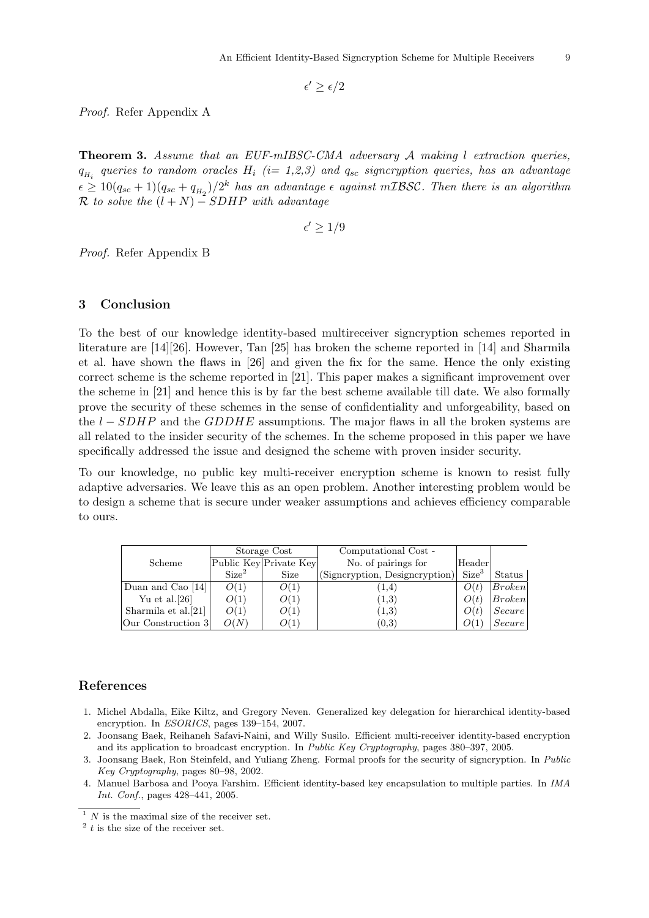$$\epsilon' \geq \epsilon/2$$

*Proof.* Refer Appendix A

**Theorem 3.** *Assume that an EUF-mIBSC-CMA adversary $\mathcal{A}$ making $l$ extraction queries, $q_{H_i}$ queries to random oracles $H_i$ (i= 1,2,3) and $q_{sc}$ signcryption queries, has an advantage $\epsilon \geq 10(q_{sc}+1)(q_{sc}+q_{H_2})/2^k$ has an advantage $\epsilon$ against $m\mathcal{IBSC}$. Then there is an algorithm $\mathcal{R}$ to solve the $(l+N)-SDHP$ with advantage*

$$\epsilon' \geq 1/9$$

*Proof.* Refer Appendix B

## 3 Conclusion

To the best of our knowledge identity-based multireceiver signcryption schemes reported in literature are [14][26]. However, Tan [25] has broken the scheme reported in [14] and Sharmila et al. have shown the flaws in [26] and given the fix for the same. Hence the only existing correct scheme is the scheme reported in [21]. This paper makes a significant improvement over the scheme in [21] and hence this is by far the best scheme available till date. We also formally prove the security of these schemes in the sense of confidentiality and unforgeability, based on the $l-SDHP$ and the $GDDHE$ assumptions. The major flaws in all the broken systems are all related to the insider security of the schemes. In the scheme proposed in this paper we have specifically addressed the issue and designed the scheme with proven insider security.

To our knowledge, no public key multi-receiver encryption scheme is known to resist fully adaptive adversaries. We leave this as an open problem. Another interesting problem would be to design a scheme that is secure under weaker assumptions and achieves efficiency comparable to ours.

| Scheme | Storage Cost | | Computational Cost - No. of pairings for (Signcryption, Designcryption) | Header Size[3] | Status |
|---|---|---|---|---|---|
| | Public Key Size[2] | Private Key Size | | | |
| Duan and Cao [14] | $O(1)$ | $O(1)$ | (1,4) | $O(t)$ | *Broken* |
| Yu et al.[26] | $O(1)$ | $O(1)$ | (1,3) | $O(t)$ | *Broken* |
| Sharmila et al.[21] | $O(1)$ | $O(1)$ | (1,3) | $O(t)$ | *Secure* |
| Our Construction 3 | $O(N)$ | $O(1)$ | (0,3) | $O(1)$ | *Secure* |

## References

1. Michel Abdalla, Eike Kiltz, and Gregory Neven. Generalized key delegation for hierarchical identity-based encryption. In *ESORICS*, pages 139–154, 2007.
2. Joonsang Baek, Reihaneh Safavi-Naini, and Willy Susilo. Efficient multi-receiver identity-based encryption and its application to broadcast encryption. In *Public Key Cryptography*, pages 380–397, 2005.
3. Joonsang Baek, Ron Steinfeld, and Yuliang Zheng. Formal proofs for the security of signcryption. In *Public Key Cryptography*, pages 80–98, 2002.
4. Manuel Barbosa and Pooya Farshim. Efficient identity-based key encapsulation to multiple parties. In *IMA Int. Conf.*, pages 428–441, 2005.

[1] $N$ is the maximal size of the receiver set.
[2] $t$ is the size of the receiver set.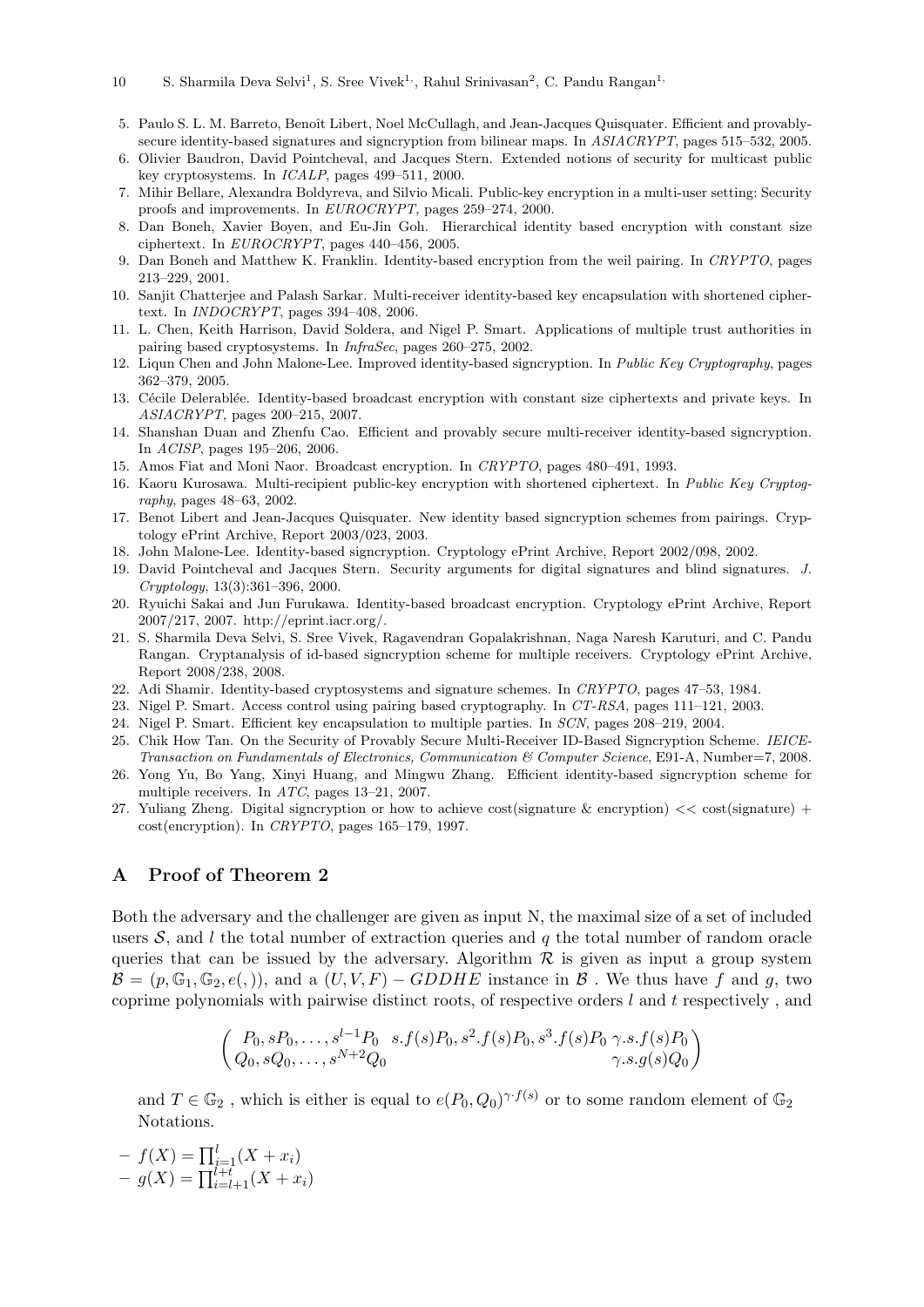5. Paulo S. L. M. Barreto, Benoît Libert, Noel McCullagh, and Jean-Jacques Quisquater. Efficient and provably-secure identity-based signatures and signcryption from bilinear maps. In *ASIACRYPT*, pages 515–532, 2005.
6. Olivier Baudron, David Pointcheval, and Jacques Stern. Extended notions of security for multicast public key cryptosystems. In *ICALP*, pages 499–511, 2000.
7. Mihir Bellare, Alexandra Boldyreva, and Silvio Micali. Public-key encryption in a multi-user setting: Security proofs and improvements. In *EUROCRYPT*, pages 259–274, 2000.
8. Dan Boneh, Xavier Boyen, and Eu-Jin Goh. Hierarchical identity based encryption with constant size ciphertext. In *EUROCRYPT*, pages 440–456, 2005.
9. Dan Boneh and Matthew K. Franklin. Identity-based encryption from the weil pairing. In *CRYPTO*, pages 213–229, 2001.
10. Sanjit Chatterjee and Palash Sarkar. Multi-receiver identity-based key encapsulation with shortened ciphertext. In *INDOCRYPT*, pages 394–408, 2006.
11. L. Chen, Keith Harrison, David Soldera, and Nigel P. Smart. Applications of multiple trust authorities in pairing based cryptosystems. In *InfraSec*, pages 260–275, 2002.
12. Liqun Chen and John Malone-Lee. Improved identity-based signcryption. In *Public Key Cryptography*, pages 362–379, 2005.
13. Cécile Delerablée. Identity-based broadcast encryption with constant size ciphertexts and private keys. In *ASIACRYPT*, pages 200–215, 2007.
14. Shanshan Duan and Zhenfu Cao. Efficient and provably secure multi-receiver identity-based signcryption. In *ACISP*, pages 195–206, 2006.
15. Amos Fiat and Moni Naor. Broadcast encryption. In *CRYPTO*, pages 480–491, 1993.
16. Kaoru Kurosawa. Multi-recipient public-key encryption with shortened ciphertext. In *Public Key Cryptography*, pages 48–63, 2002.
17. Benot Libert and Jean-Jacques Quisquater. New identity based signcryption schemes from pairings. Cryptology ePrint Archive, Report 2003/023, 2003.
18. John Malone-Lee. Identity-based signcryption. Cryptology ePrint Archive, Report 2002/098, 2002.
19. David Pointcheval and Jacques Stern. Security arguments for digital signatures and blind signatures. *J. Cryptology*, 13(3):361–396, 2000.
20. Ryuichi Sakai and Jun Furukawa. Identity-based broadcast encryption. Cryptology ePrint Archive, Report 2007/217, 2007. http://eprint.iacr.org/.
21. S. Sharmila Deva Selvi, S. Sree Vivek, Ragavendran Gopalakrishnan, Naga Naresh Karuturi, and C. Pandu Rangan. Cryptanalysis of id-based signcryption scheme for multiple receivers. Cryptology ePrint Archive, Report 2008/238, 2008.
22. Adi Shamir. Identity-based cryptosystems and signature schemes. In *CRYPTO*, pages 47–53, 1984.
23. Nigel P. Smart. Access control using pairing based cryptography. In *CT-RSA*, pages 111–121, 2003.
24. Nigel P. Smart. Efficient key encapsulation to multiple parties. In *SCN*, pages 208–219, 2004.
25. Chik How Tan. On the Security of Provably Secure Multi-Receiver ID-Based Signcryption Scheme. *IEICE-Transaction on Fundamentals of Electronics, Communication & Computer Science*, E91-A, Number=7, 2008.
26. Yong Yu, Bo Yang, Xinyi Huang, and Mingwu Zhang. Efficient identity-based signcryption scheme for multiple receivers. In *ATC*, pages 13–21, 2007.
27. Yuliang Zheng. Digital signcryption or how to achieve cost(signature & encryption) << cost(signature) + cost(encryption). In *CRYPTO*, pages 165–179, 1997.

# A Proof of Theorem 2

Both the adversary and the challenger are given as input N, the maximal size of a set of included users $\mathcal{S}$, and $l$ the total number of extraction queries and $q$ the total number of random oracle queries that can be issued by the adversary. Algorithm $\mathcal{R}$ is given as input a group system $\mathcal{B} = (p, \mathbb{G}_1, \mathbb{G}_2, e(,))$, and a $(U, V, F) - GDDHE$ instance in $\mathcal{B}$ . We thus have $f$ and $g$, two coprime polynomials with pairwise distinct roots, of respective orders $l$ and $t$ respectively , and

$$\begin{pmatrix} P_0, sP_0, \ldots, s^{l-1}P_0 & s.f(s)P_0, s^2.f(s)P_0, s^3.f(s)P_0 & \gamma.s.f(s)P_0 \\ Q_0, sQ_0, \ldots, s^{N+2}Q_0 & & \gamma.s.g(s)Q_0 \end{pmatrix}$$

and $T \in \mathbb{G}_2$ , which is either equal to $e(P_0, Q_0)^{\gamma \cdot f(s)}$ or to some random element of $\mathbb{G}_2$ Notations.

- $f(X) = \prod_{i=1}^{l}(X + x_i)$
- $g(X) = \prod_{i=l+1}^{l+t}(X + x_i)$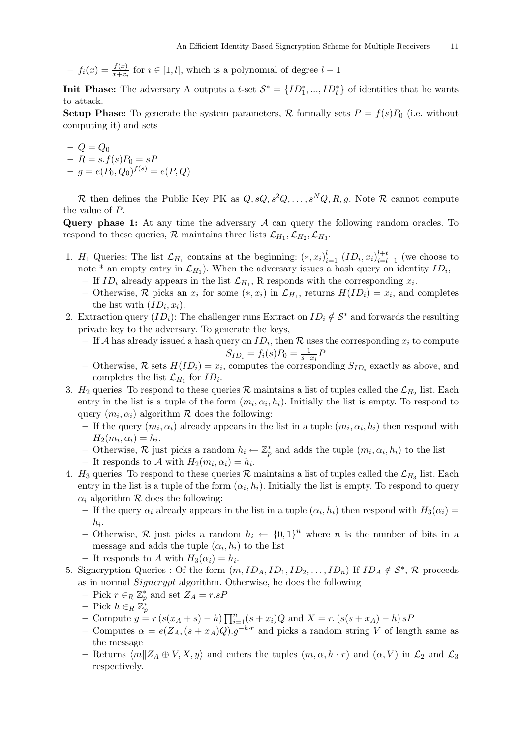- $f_i(x) = \frac{f(x)}{x+x_i}$ for $i \in [1, l]$, which is a polynomial of degree $l-1$

**Init Phase:** The adversary A outputs a $t$-set $\mathcal{S}^* = \{ID_1^*, ..., ID_t^*\}$ of identities that he wants to attack.

**Setup Phase:** To generate the system parameters, $\mathcal{R}$ formally sets $P = f(s)P_0$ (i.e. without computing it) and sets

- $Q = Q_0$
- $R = s.f(s)P_0 = sP$
- $g = e(P_0, Q_0)^{f(s)} = e(P, Q)$

$\mathcal{R}$ then defines the Public Key PK as $Q, sQ, s^2Q, \ldots, s^N Q, R, g$. Note $\mathcal{R}$ cannot compute the value of $P$.

**Query phase 1:** At any time the adversary $\mathcal{A}$ can query the following random oracles. To respond to these queries, $\mathcal{R}$ maintains three lists $\mathcal{L}_{H_1}, \mathcal{L}_{H_2}, \mathcal{L}_{H_3}$.

1. $H_1$ Queries: The list $\mathcal{L}_{H_1}$ contains at the beginning: $(*, x_i)_{i=1}^{l}$ $(ID_i, x_i)_{i=l+1}^{l+t}$ (we choose to note * an empty entry in $\mathcal{L}_{H_1}$). When the adversary issues a hash query on identity $ID_i$,
   - If $ID_i$ already appears in the list $\mathcal{L}_{H_1}$, R responds with the corresponding $x_i$.
   - Otherwise, $\mathcal{R}$ picks an $x_i$ for some $(*, x_i)$ in $\mathcal{L}_{H_1}$, returns $H(ID_i) = x_i$, and completes the list with $(ID_i, x_i)$.
2. Extraction query $(ID_i)$: The challenger runs Extract on $ID_i \notin \mathcal{S}^*$ and forwards the resulting private key to the adversary. To generate the keys,
   - If $\mathcal{A}$ has already issued a hash query on $ID_i$, then $\mathcal{R}$ uses the corresponding $x_i$ to compute
   $$S_{ID_i} = f_i(s)P_0 = \frac{1}{s+x_i}P$$
   - Otherwise, $\mathcal{R}$ sets $H(ID_i) = x_i$, computes the corresponding $S_{ID_i}$ exactly as above, and completes the list $\mathcal{L}_{H_1}$ for $ID_i$.
3. $H_2$ queries: To respond to these queries $\mathcal{R}$ maintains a list of tuples called the $\mathcal{L}_{H_2}$ list. Each entry in the list is a tuple of the form $(m_i, \alpha_i, h_i)$. Initially the list is empty. To respond to query $(m_i, \alpha_i)$ algorithm $\mathcal{R}$ does the following:
   - If the query $(m_i, \alpha_i)$ already appears in the list in a tuple $(m_i, \alpha_i, h_i)$ then respond with $H_2(m_i, \alpha_i) = h_i$.
   - Otherwise, $\mathcal{R}$ just picks a random $h_i \leftarrow \mathbb{Z}_p^*$ and adds the tuple $(m_i, \alpha_i, h_i)$ to the list
   - It responds to $\mathcal{A}$ with $H_2(m_i, \alpha_i) = h_i$.
4. $H_3$ queries: To respond to these queries $\mathcal{R}$ maintains a list of tuples called the $\mathcal{L}_{H_3}$ list. Each entry in the list is a tuple of the form $(\alpha_i, h_i)$. Initially the list is empty. To respond to query $\alpha_i$ algorithm $\mathcal{R}$ does the following:
   - If the query $\alpha_i$ already appears in the list in a tuple $(\alpha_i, h_i)$ then respond with $H_3(\alpha_i) = h_i$.
   - Otherwise, $\mathcal{R}$ just picks a random $h_i \leftarrow \{0,1\}^n$ where $n$ is the number of bits in a message and adds the tuple $(\alpha_i, h_i)$ to the list
   - It responds to $A$ with $H_3(\alpha_i) = h_i$.
5. Signcryption Queries : Of the form $(m, ID_A, ID_1, ID_2, \ldots, ID_n)$ If $ID_A \notin \mathcal{S}^*$, $\mathcal{R}$ proceeds as in normal *Signcrypt* algorithm. Otherwise, he does the following
   - Pick $r \in_R \mathbb{Z}_p^*$ and set $Z_A = r.sP$
   - Pick $h \in_R \mathbb{Z}_p^*$
   - Compute $y = r\,(s(x_A + s) - h) \prod_{i=1}^{n}(s + x_i)Q$ and $X = r.\,(s(s + x_A) - h)\,sP$
   - Computes $\alpha = e(Z_A, (s + x_A)Q).g^{-h \cdot r}$ and picks a random string $V$ of length same as the message
   - Returns $\langle m \| Z_A \oplus V, X, y\rangle$ and enters the tuples $(m, \alpha, h \cdot r)$ and $(\alpha, V)$ in $\mathcal{L}_2$ and $\mathcal{L}_3$ respectively.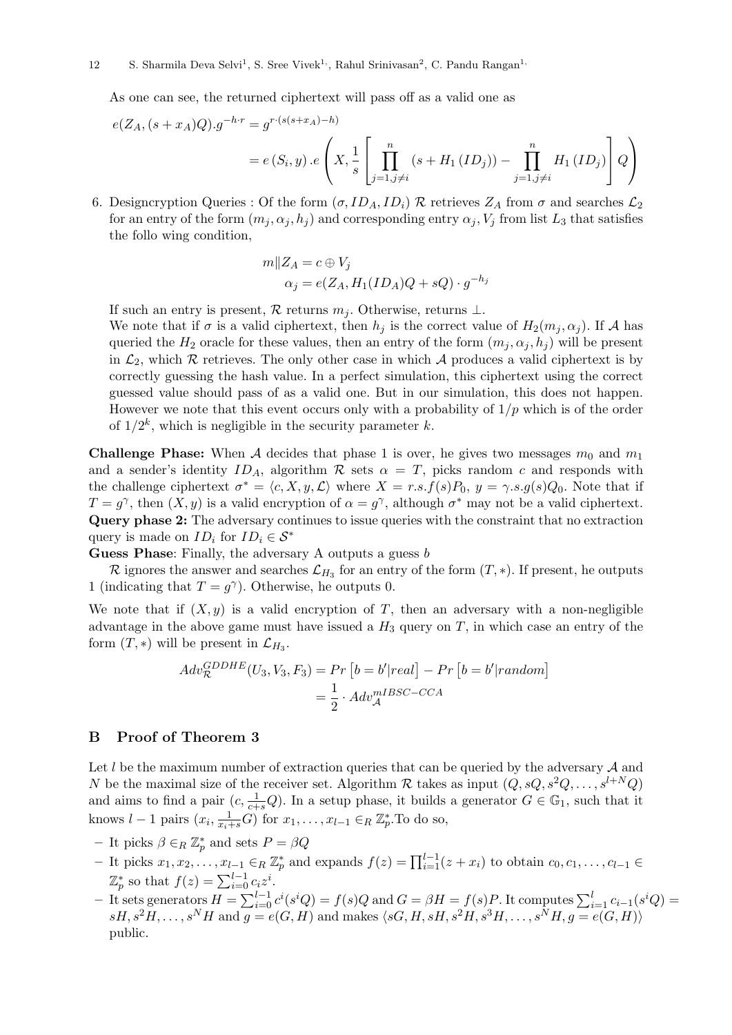As one can see, the returned ciphertext will pass off as a valid one as

$$
\begin{aligned}
e(Z_A, (s+x_A)Q).g^{-h \cdot r} &= g^{r \cdot (s(s+x_A)-h)} \\
&= e\left(S_i, y\right).e\left(X, \frac{1}{s}\left[\prod_{j=1, j \neq i}^{n}\left(s+H_1\left(ID_j\right)\right)-\prod_{j=1, j \neq i}^{n} H_1\left(ID_j\right)\right] Q\right)
\end{aligned}
$$

6. Designcryption Queries : Of the form $(\sigma, ID_A, ID_i)$ $\mathcal{R}$ retrieves $Z_A$ from $\sigma$ and searches $\mathcal{L}_2$ for an entry of the form $(m_j, \alpha_j, h_j)$ and corresponding entry $\alpha_j, V_j$ from list $L_3$ that satisfies the follo wing condition,

$$
\begin{aligned}
m \| Z_A &= c \oplus V_j \\
\alpha_j &= e(Z_A, H_1(ID_A)Q + sQ) \cdot g^{-h_j}
\end{aligned}
$$

If such an entry is present, $\mathcal{R}$ returns $m_j$. Otherwise, returns $\perp$.
We note that if $\sigma$ is a valid ciphertext, then $h_j$ is the correct value of $H_2(m_j, \alpha_j)$. If $\mathcal{A}$ has queried the $H_2$ oracle for these values, then an entry of the form $(m_j, \alpha_j, h_j)$ will be present in $\mathcal{L}_2$, which $\mathcal{R}$ retrieves. The only other case in which $\mathcal{A}$ produces a valid ciphertext is by correctly guessing the hash value. In a perfect simulation, this ciphertext using the correct guessed value should pass of as a valid one. But in our simulation, this does not happen. However we note that this event occurs only with a probability of $1/p$ which is of the order of $1/2^k$, which is negligible in the security parameter $k$.

**Challenge Phase:** When $\mathcal{A}$ decides that phase 1 is over, he gives two messages $m_0$ and $m_1$ and a sender's identity $ID_A$, algorithm $\mathcal{R}$ sets $\alpha = T$, picks random $c$ and responds with the challenge ciphertext $\sigma^* = \langle c, X, y, \mathcal{L} \rangle$ where $X = r.s.f(s)P_0$, $y = \gamma.s.g(s)Q_0$. Note that if $T = g^\gamma$, then $(X, y)$ is a valid encryption of $\alpha = g^\gamma$, although $\sigma^*$ may not be a valid ciphertext.
**Query phase 2:** The adversary continues to issue queries with the constraint that no extraction query is made on $ID_i$ for $ID_i \in \mathcal{S}^*$
**Guess Phase**: Finally, the adversary A outputs a guess $b$
$\mathcal{R}$ ignores the answer and searches $\mathcal{L}_{H_3}$ for an entry of the form $(T, *)$. If present, he outputs 1 (indicating that $T = g^\gamma$). Otherwise, he outputs 0.

We note that if $(X, y)$ is a valid encryption of $T$, then an adversary with a non-negligible advantage in the above game must have issued a $H_3$ query on $T$, in which case an entry of the form $(T, *)$ will be present in $\mathcal{L}_{H_3}$.

$$
\begin{aligned}
Adv_{\mathcal{R}}^{GDDHE}(U_3, V_3, F_3) &= Pr\left[b = b' | real\right] - Pr\left[b = b' | random\right] \\
&= \frac{1}{2} \cdot Adv_{\mathcal{A}}^{mIBSC-CCA}
\end{aligned}
$$

## B Proof of Theorem 3

Let $l$ be the maximum number of extraction queries that can be queried by the adversary $\mathcal{A}$ and $N$ be the maximal size of the receiver set. Algorithm $\mathcal{R}$ takes as input $(Q, sQ, s^2Q, \ldots, s^{l+N}Q)$ and aims to find a pair $(c, \frac{1}{c+s}Q)$. In a setup phase, it builds a generator $G \in \mathbb{G}_1$, such that it knows $l-1$ pairs $(x_i, \frac{1}{x_i+s}G)$ for $x_1, \ldots, x_{l-1} \in_R \mathbb{Z}_p^*$.To do so,

- It picks $\beta \in_R \mathbb{Z}_p^*$ and sets $P = \beta Q$
- It picks $x_1, x_2, \ldots, x_{l-1} \in_R \mathbb{Z}_p^*$ and expands $f(z) = \prod_{i=1}^{l-1}(z + x_i)$ to obtain $c_0, c_1, \ldots, c_{l-1} \in \mathbb{Z}_p^*$ so that $f(z) = \sum_{i=0}^{l-1} c_i z^i$.
- It sets generators $H = \sum_{i=0}^{l-1} c^i(s^iQ) = f(s)Q$ and $G = \beta H = f(s)P$. It computes $\sum_{i=1}^{l} c_{i-1}(s^iQ) = sH, s^2H, \ldots, s^NH$ and $g = e(G, H)$ and makes $\langle sG, H, sH, s^2H, s^3H, \ldots, s^NH, g = e(G, H) \rangle$ public.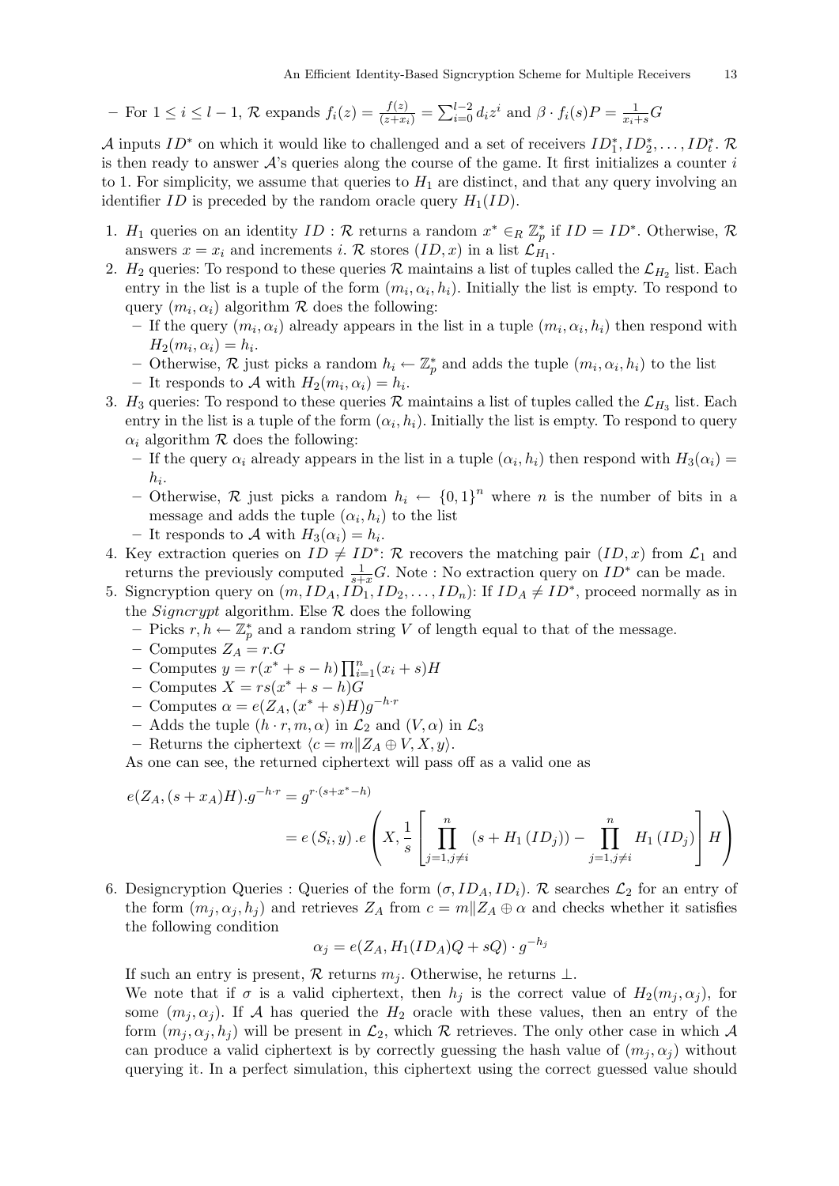– For $1 \leq i \leq l-1$, $\mathcal{R}$ expands $f_i(z) = \frac{f(z)}{(z+x_i)} = \sum_{i=0}^{l-2} d_i z^i$ and $\beta \cdot f_i(s)P = \frac{1}{x_i+s}G$

$\mathcal{A}$ inputs $ID^*$ on which it would like to challenged and a set of receivers $ID_1^*, ID_2^*, \ldots, ID_t^*$. $\mathcal{R}$ is then ready to answer $\mathcal{A}$'s queries along the course of the game. It first initializes a counter $i$ to 1. For simplicity, we assume that queries to $H_1$ are distinct, and that any query involving an identifier $ID$ is preceded by the random oracle query $H_1(ID)$.

1. $H_1$ queries on an identity $ID$ : $\mathcal{R}$ returns a random $x^* \in_R \mathbb{Z}_p^*$ if $ID = ID^*$. Otherwise, $\mathcal{R}$ answers $x = x_i$ and increments $i$. $\mathcal{R}$ stores $(ID, x)$ in a list $\mathcal{L}_{H_1}$.
2. $H_2$ queries: To respond to these queries $\mathcal{R}$ maintains a list of tuples called the $\mathcal{L}_{H_2}$ list. Each entry in the list is a tuple of the form $(m_i, \alpha_i, h_i)$. Initially the list is empty. To respond to query $(m_i, \alpha_i)$ algorithm $\mathcal{R}$ does the following:
   – If the query $(m_i, \alpha_i)$ already appears in the list in a tuple $(m_i, \alpha_i, h_i)$ then respond with $H_2(m_i, \alpha_i) = h_i$.
   – Otherwise, $\mathcal{R}$ just picks a random $h_i \leftarrow \mathbb{Z}_p^*$ and adds the tuple $(m_i, \alpha_i, h_i)$ to the list
   – It responds to $\mathcal{A}$ with $H_2(m_i, \alpha_i) = h_i$.
3. $H_3$ queries: To respond to these queries $\mathcal{R}$ maintains a list of tuples called the $\mathcal{L}_{H_3}$ list. Each entry in the list is a tuple of the form $(\alpha_i, h_i)$. Initially the list is empty. To respond to query $\alpha_i$ algorithm $\mathcal{R}$ does the following:
   – If the query $\alpha_i$ already appears in the list in a tuple $(\alpha_i, h_i)$ then respond with $H_3(\alpha_i) = h_i$.
   – Otherwise, $\mathcal{R}$ just picks a random $h_i \leftarrow \{0,1\}^n$ where $n$ is the number of bits in a message and adds the tuple $(\alpha_i, h_i)$ to the list
   – It responds to $\mathcal{A}$ with $H_3(\alpha_i) = h_i$.
4. Key extraction queries on $ID \neq ID^*$: $\mathcal{R}$ recovers the matching pair $(ID, x)$ from $\mathcal{L}_1$ and returns the previously computed $\frac{1}{s+x}G$. Note : No extraction query on $ID^*$ can be made.
5. Signcryption query on $(m, ID_A, ID_1, ID_2, \ldots, ID_n)$: If $ID_A \neq ID^*$, proceed normally as in the *Signcrypt* algorithm. Else $\mathcal{R}$ does the following
   – Picks $r, h \leftarrow \mathbb{Z}_p^*$ and a random string $V$ of length equal to that of the message.
   – Computes $Z_A = r.G$
   – Computes $y = r(x^* + s - h)\prod_{i=1}^{n}(x_i + s)H$
   – Computes $X = rs(x^* + s - h)G$
   – Computes $\alpha = e(Z_A, (x^* + s)H)g^{-h \cdot r}$
   – Adds the tuple $(h \cdot r, m, \alpha)$ in $\mathcal{L}_2$ and $(V, \alpha)$ in $\mathcal{L}_3$
   – Returns the ciphertext $\langle c = m \| Z_A \oplus V, X, y\rangle$.

   As one can see, the returned ciphertext will pass off as a valid one as

$$
\begin{aligned}
e(Z_A, (s + x_A)H).g^{-h \cdot r} &= g^{r \cdot (s + x^* - h)} \\
&= e\left(S_i, y\right).e\left(X, \frac{1}{s}\left[\prod_{j=1, j \neq i}^{n}\left(s + H_1\left(ID_j\right)\right) - \prod_{j=1, j \neq i}^{n} H_1\left(ID_j\right)\right] H\right)
\end{aligned}
$$

6. Designcryption Queries : Queries of the form $(\sigma, ID_A, ID_i)$. $\mathcal{R}$ searches $\mathcal{L}_2$ for an entry of the form $(m_j, \alpha_j, h_j)$ and retrieves $Z_A$ from $c = m \| Z_A \oplus \alpha$ and checks whether it satisfies the following condition

$$\alpha_j = e(Z_A, H_1(ID_A)Q + sQ) \cdot g^{-h_j}$$

   If such an entry is present, $\mathcal{R}$ returns $m_j$. Otherwise, he returns $\perp$.
   We note that if $\sigma$ is a valid ciphertext, then $h_j$ is the correct value of $H_2(m_j, \alpha_j)$, for some $(m_j, \alpha_j)$. If $\mathcal{A}$ has queried the $H_2$ oracle with these values, then an entry of the form $(m_j, \alpha_j, h_j)$ will be present in $\mathcal{L}_2$, which $\mathcal{R}$ retrieves. The only other case in which $\mathcal{A}$ can produce a valid ciphertext is by correctly guessing the hash value of $(m_j, \alpha_j)$ without querying it. In a perfect simulation, this ciphertext using the correct guessed value should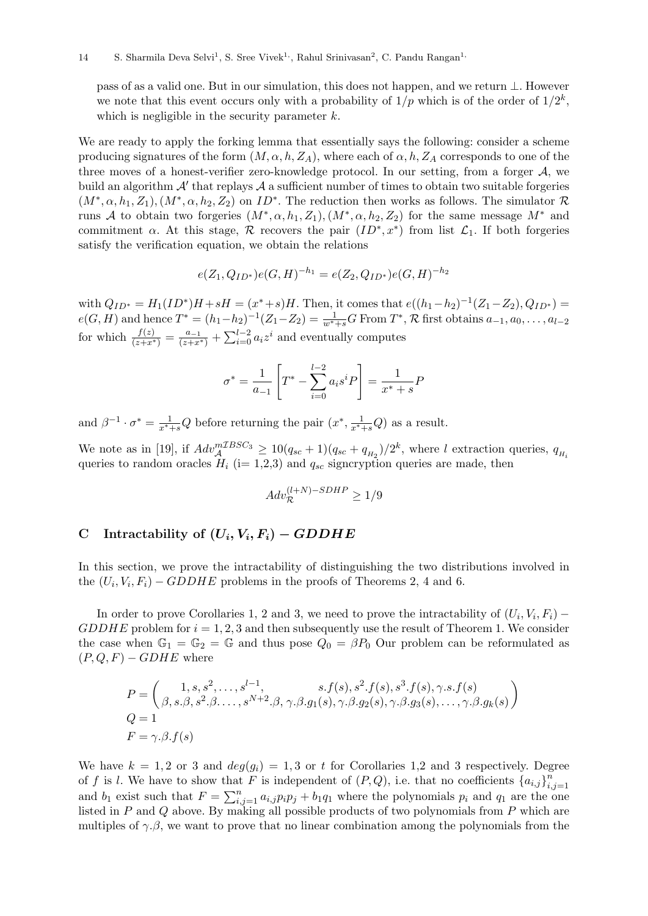pass of as a valid one. But in our simulation, this does not happen, and we return $\perp$. However we note that this event occurs only with a probability of $1/p$ which is of the order of $1/2^k$, which is negligible in the security parameter $k$.

We are ready to apply the forking lemma that essentially says the following: consider a scheme producing signatures of the form $(M, \alpha, h, Z_A)$, where each of $\alpha, h, Z_A$ corresponds to one of the three moves of a honest-verifier zero-knowledge protocol. In our setting, from a forger $\mathcal{A}$, we build an algorithm $\mathcal{A}'$ that replays $\mathcal{A}$ a sufficient number of times to obtain two suitable forgeries $(M^*, \alpha, h_1, Z_1), (M^*, \alpha, h_2, Z_2)$ on $ID^*$. The reduction then works as follows. The simulator $\mathcal{R}$ runs $\mathcal{A}$ to obtain two forgeries $(M^*, \alpha, h_1, Z_1), (M^*, \alpha, h_2, Z_2)$ for the same message $M^*$ and commitment $\alpha$. At this stage, $\mathcal{R}$ recovers the pair $(ID^*, x^*)$ from list $\mathcal{L}_1$. If both forgeries satisfy the verification equation, we obtain the relations

$$e(Z_1, Q_{ID^*})e(G, H)^{-h_1} = e(Z_2, Q_{ID^*})e(G, H)^{-h_2}$$

with $Q_{ID^*} = H_1(ID^*)H + sH = (x^* + s)H$. Then, it comes that $e((h_1 - h_2)^{-1}(Z_1 - Z_2), Q_{ID^*}) = e(G, H)$ and hence $T^* = (h_1 - h_2)^{-1}(Z_1 - Z_2) = \frac{1}{w^* + s}G$ From $T^*$, $\mathcal{R}$ first obtains $a_{-1}, a_0, \ldots, a_{l-2}$ for which $\frac{f(z)}{(z+x^*)} = \frac{a_{-1}}{(z+x^*)} + \sum_{i=0}^{l-2} a_i z^i$ and eventually computes

$$\sigma^* = \frac{1}{a_{-1}}\left[T^* - \sum_{i=0}^{l-2} a_i s^i P\right] = \frac{1}{x^* + s}P$$

and $\beta^{-1} \cdot \sigma^* = \frac{1}{x^*+s}Q$ before returning the pair $(x^*, \frac{1}{x^*+s}Q)$ as a result.

We note as in [19], if $Adv_{\mathcal{A}}^{m\mathcal{I}BSC_3} \geq 10(q_{sc} + 1)(q_{sc} + q_{H_2})/2^k$, where $l$ extraction queries, $q_{H_i}$ queries to random oracles $H_i$ (i= 1,2,3) and $q_{sc}$ signcryption queries are made, then

$$Adv_{\mathcal{R}}^{(l+N)-SDHP} \geq 1/9$$

## C Intractability of $(U_i, V_i, F_i) - GDDHE$

In this section, we prove the intractability of distinguishing the two distributions involved in the $(U_i, V_i, F_i) - GDDHE$ problems in the proofs of Theorems 2, 4 and 6.

In order to prove Corollaries 1, 2 and 3, we need to prove the intractability of $(U_i, V_i, F_i) - GDDHE$ problem for $i = 1, 2, 3$ and then subsequently use the result of Theorem 1. We consider the case when $\mathbb{G}_1 = \mathbb{G}_2 = \mathbb{G}$ and thus pose $Q_0 = \beta P_0$ Our problem can be reformulated as $(P, Q, F) - GDHE$ where

$$P = \begin{pmatrix} 1, s, s^2, \ldots, s^{l-1}, & s.f(s), s^2.f(s), s^3.f(s), \gamma.s.f(s) \\ \beta, s.\beta, s^2.\beta.\ldots, s^{N+2}.\beta, & \gamma.\beta.g_1(s), \gamma.\beta.g_2(s), \gamma.\beta.g_3(s), \ldots, \gamma.\beta.g_k(s) \end{pmatrix}$$
$$Q = 1$$
$$F = \gamma.\beta.f(s)$$

We have $k = 1, 2$ or $3$ and $deg(g_i) = 1, 3$ or $t$ for Corollaries 1,2 and 3 respectively. Degree of $f$ is $l$. We have to show that $F$ is independent of $(P, Q)$, i.e. that no coefficients $\{a_{i,j}\}_{i,j=1}^n$ and $b_1$ exist such that $F = \sum_{i,j=1}^n a_{i,j}p_i p_j + b_1 q_1$ where the polynomials $p_i$ and $q_1$ are the one listed in $P$ and $Q$ above. By making all possible products of two polynomials from $P$ which are multiples of $\gamma.\beta$, we want to prove that no linear combination among the polynomials from the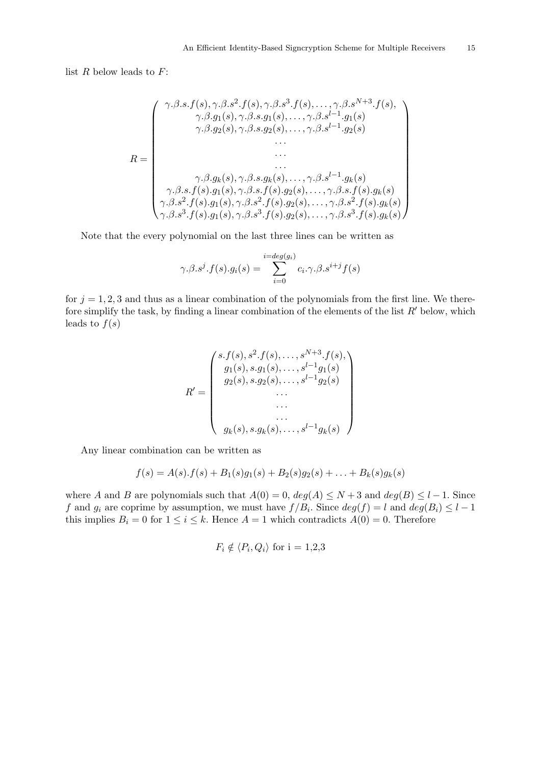list $R$ below leads to $F$:

$$R = \begin{pmatrix} \gamma.\beta.s.f(s), \gamma.\beta.s^2.f(s), \gamma.\beta.s^3.f(s), \ldots, \gamma.\beta.s^{N+3}.f(s), \\ \gamma.\beta.g_1(s), \gamma.\beta.s.g_1(s), \ldots, \gamma.\beta.s^{l-1}.g_1(s) \\ \gamma.\beta.g_2(s), \gamma.\beta.s.g_2(s), \ldots, \gamma.\beta.s^{l-1}.g_2(s) \\ \ldots \\ \ldots \\ \ldots \\ \gamma.\beta.g_k(s), \gamma.\beta.s.g_k(s), \ldots, \gamma.\beta.s^{l-1}.g_k(s) \\ \gamma.\beta.s.f(s).g_1(s), \gamma.\beta.s.f(s).g_2(s), \ldots, \gamma.\beta.s.f(s).g_k(s) \\ \gamma.\beta.s^2.f(s).g_1(s), \gamma.\beta.s^2.f(s).g_2(s), \ldots, \gamma.\beta.s^2.f(s).g_k(s) \\ \gamma.\beta.s^3.f(s).g_1(s), \gamma.\beta.s^3.f(s).g_2(s), \ldots, \gamma.\beta.s^3.f(s).g_k(s) \end{pmatrix}$$

Note that the every polynomial on the last three lines can be written as

$$\gamma.\beta.s^j.f(s).g_i(s) = \sum_{i=0}^{i=deg(g_i)} c_i.\gamma.\beta.s^{i+j} f(s)$$

for $j = 1, 2, 3$ and thus as a linear combination of the polynomials from the first line. We therefore simplify the task, by finding a linear combination of the elements of the list $R'$ below, which leads to $f(s)$

$$R' = \begin{pmatrix} s.f(s), s^2.f(s), \ldots, s^{N+3}.f(s), \\ g_1(s), s.g_1(s), \ldots, s^{l-1}g_1(s) \\ g_2(s), s.g_2(s), \ldots, s^{l-1}g_2(s) \\ \ldots \\ \ldots \\ \ldots \\ g_k(s), s.g_k(s), \ldots, s^{l-1}g_k(s) \end{pmatrix}$$

Any linear combination can be written as

$$f(s) = A(s).f(s) + B_1(s)g_1(s) + B_2(s)g_2(s) + \ldots + B_k(s)g_k(s)$$

where $A$ and $B$ are polynomials such that $A(0) = 0$, $deg(A) \leq N + 3$ and $deg(B) \leq l - 1$. Since $f$ and $g_i$ are coprime by assumption, we must have $f/B_i$. Since $deg(f) = l$ and $deg(B_i) \leq l - 1$ this implies $B_i = 0$ for $1 \leq i \leq k$. Hence $A = 1$ which contradicts $A(0) = 0$. Therefore

$$F_i \notin \langle P_i, Q_i \rangle \text{ for i = 1,2,3}$$